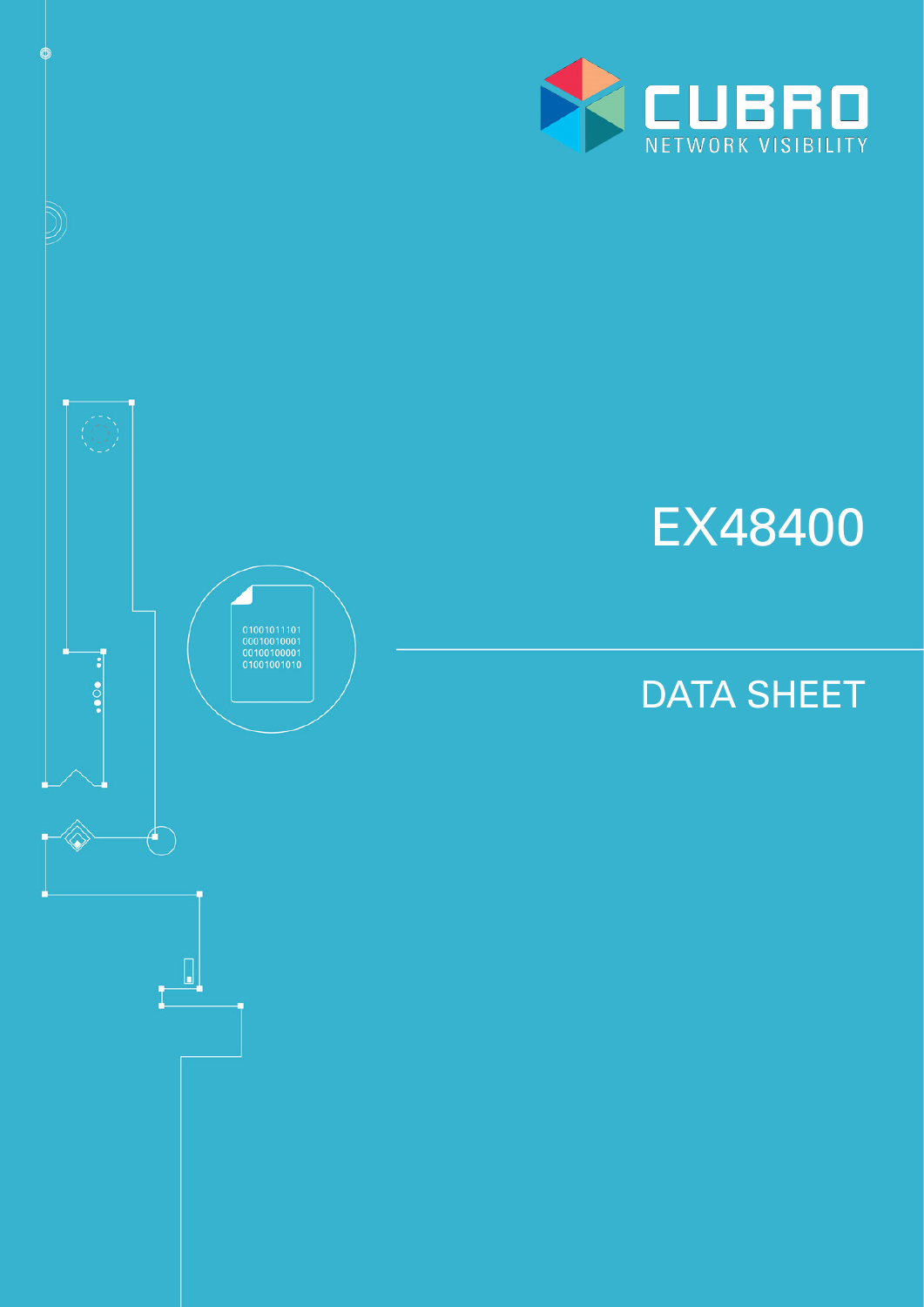CUBRO

NETWORK VISIBILITY

# EX48400

## DATA SHEET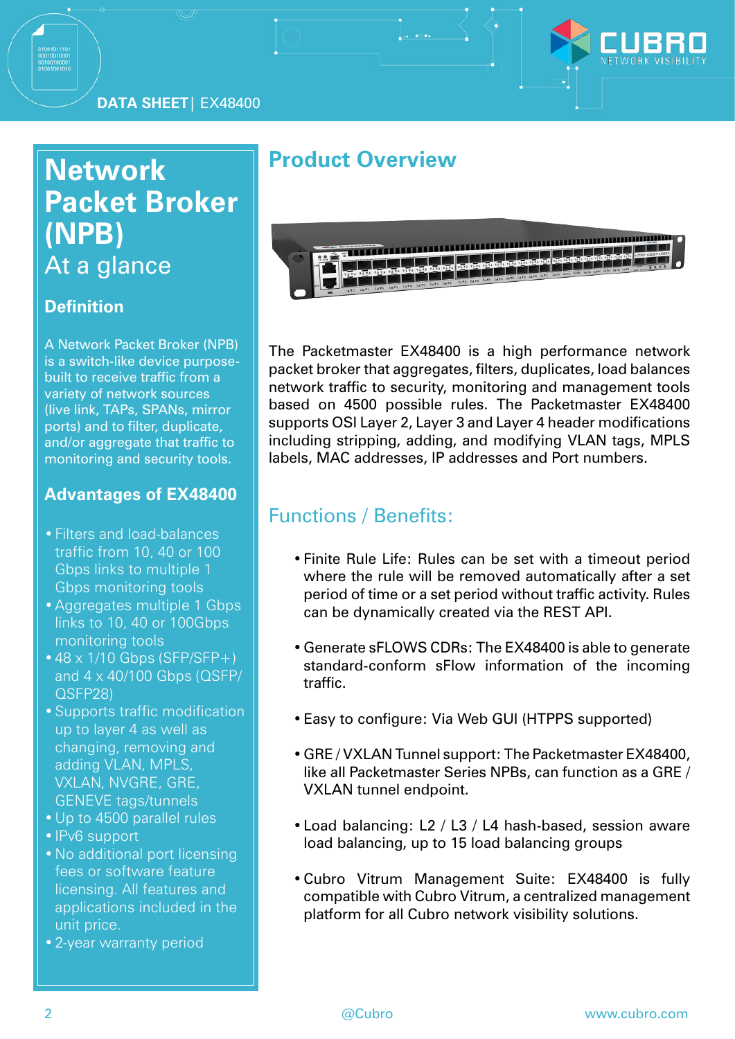# Network Packet Broker (NPB)

## At a glance

### Definition

A Network Packet Broker (NPB) is a switch-like device purpose-built to receive traffic from a variety of network sources (live link, TAPs, SPANs, mirror ports) and to filter, duplicate, and/or aggregate that traffic to monitoring and security tools.

### Advantages of EX48400

- Filters and load-balances traffic from 10, 40 or 100 Gbps links to multiple 1 Gbps monitoring tools
- Aggregates multiple 1 Gbps links to 10, 40 or 100Gbps monitoring tools
- 48 x 1/10 Gbps (SFP/SFP+) and 4 x 40/100 Gbps (QSFP/QSFP28)
- Supports traffic modification up to layer 4 as well as changing, removing and adding VLAN, MPLS, VXLAN, NVGRE, GRE, GENEVE tags/tunnels
- Up to 4500 parallel rules
- IPv6 support
- No additional port licensing fees or software feature licensing. All features and applications included in the unit price.
- 2-year warranty period

## Product Overview

The Packetmaster EX48400 is a high performance network packet broker that aggregates, filters, duplicates, load balances network traffic to security, monitoring and management tools based on 4500 possible rules. The Packetmaster EX48400 supports OSI Layer 2, Layer 3 and Layer 4 header modifications including stripping, adding, and modifying VLAN tags, MPLS labels, MAC addresses, IP addresses and Port numbers.

## Functions / Benefits:

- Finite Rule Life: Rules can be set with a timeout period where the rule will be removed automatically after a set period of time or a set period without traffic activity. Rules can be dynamically created via the REST API.
- Generate sFLOWS CDRs: The EX48400 is able to generate standard-conform sFlow information of the incoming traffic.
- Easy to configure: Via Web GUI (HTPPS supported)
- GRE / VXLAN Tunnel support: The Packetmaster EX48400, like all Packetmaster Series NPBs, can function as a GRE / VXLAN tunnel endpoint.
- Load balancing: L2 / L3 / L4 hash-based, session aware load balancing, up to 15 load balancing groups
- Cubro Vitrum Management Suite: EX48400 is fully compatible with Cubro Vitrum, a centralized management platform for all Cubro network visibility solutions.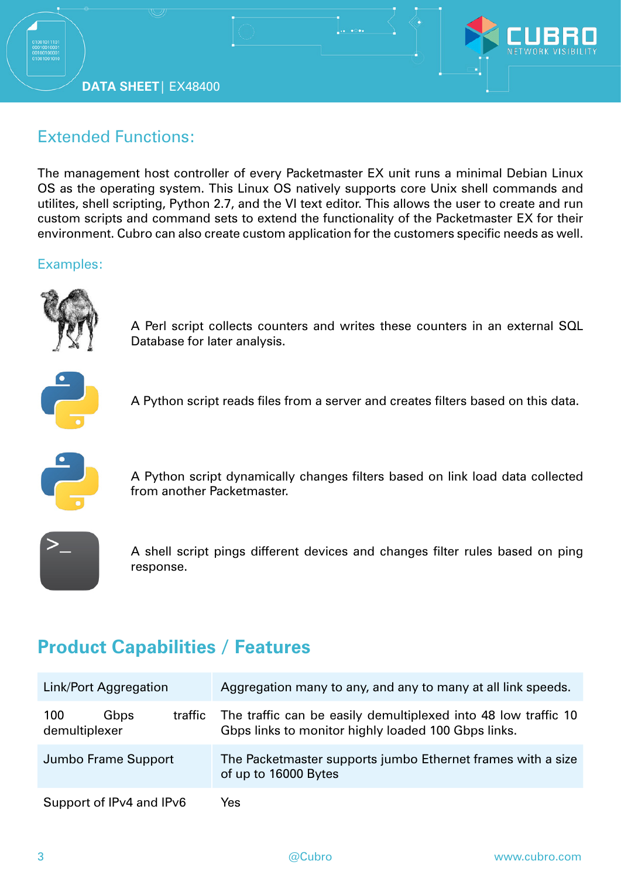## Extended Functions:

The management host controller of every Packetmaster EX unit runs a minimal Debian Linux OS as the operating system. This Linux OS natively supports core Unix shell commands and utilites, shell scripting, Python 2.7, and the VI text editor. This allows the user to create and run custom scripts and command sets to extend the functionality of the Packetmaster EX for their environment. Cubro can also create custom application for the customers specific needs as well.

### Examples:

A Perl script collects counters and writes these counters in an external SQL Database for later analysis.

A Python script reads files from a server and creates filters based on this data.

A Python script dynamically changes filters based on link load data collected from another Packetmaster.

A shell script pings different devices and changes filter rules based on ping response.

## Product Capabilities / Features

| | |
|---|---|
| Link/Port Aggregation | Aggregation many to any, and any to many at all link speeds. |
| 100 Gbps traffic demultiplexer | The traffic can be easily demultiplexed into 48 low traffic 10 Gbps links to monitor highly loaded 100 Gbps links. |
| Jumbo Frame Support | The Packetmaster supports jumbo Ethernet frames with a size of up to 16000 Bytes |
| Support of IPv4 and IPv6 | Yes |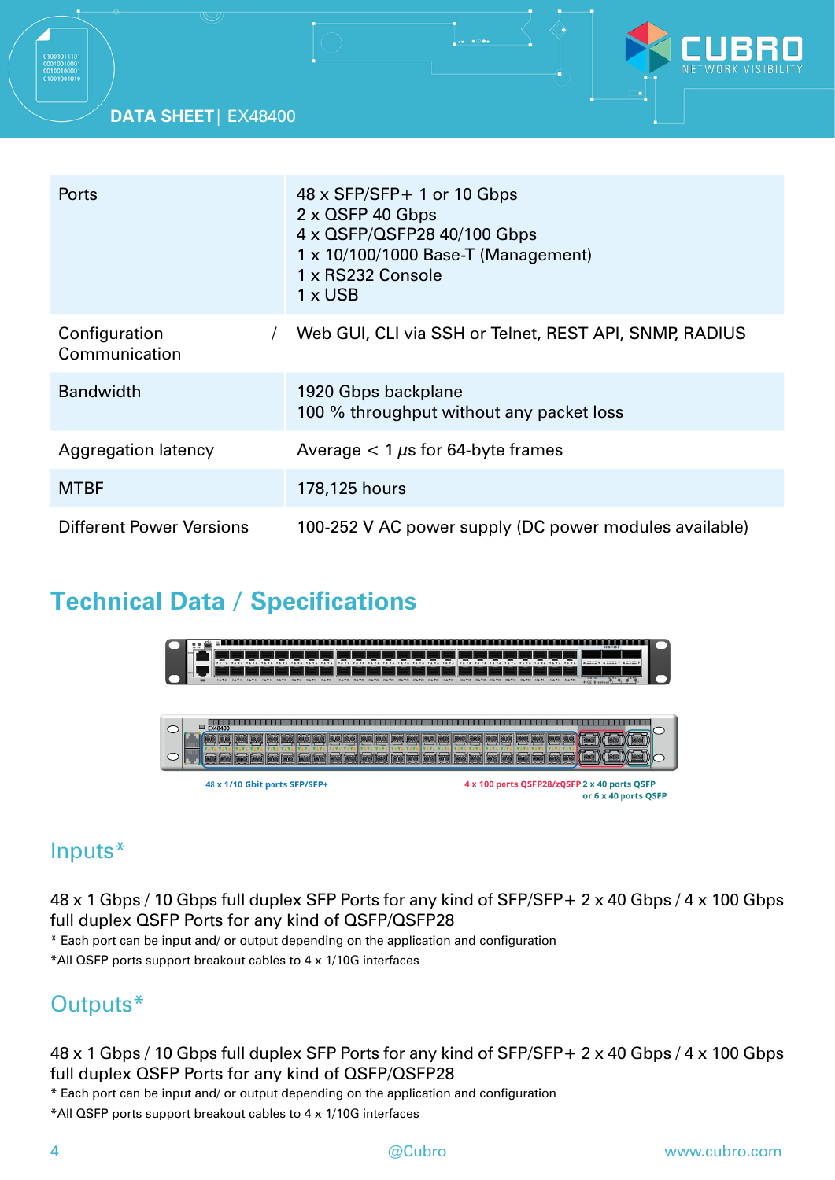| | |
|---|---|
| Ports | 48 x SFP/SFP+ 1 or 10 Gbps<br>2 x QSFP 40 Gbps<br>4 x QSFP/QSFP28 40/100 Gbps<br>1 x 10/100/1000 Base-T (Management)<br>1 x RS232 Console<br>1 x USB |
| Configuration / Communication | Web GUI, CLI via SSH or Telnet, REST API, SNMP, RADIUS |
| Bandwidth | 1920 Gbps backplane<br>100 % throughput without any packet loss |
| Aggregation latency | Average < 1 µs for 64-byte frames |
| MTBF | 178,125 hours |
| Different Power Versions | 100-252 V AC power supply (DC power modules available) |

## Technical Data / Specifications

48 x 1/10 Gbit ports SFP/SFP+

4 x 100 ports QSFP28/zQSFP 2 x 40 ports QSFP or 6 x 40 ports QSFP

### Inputs*

48 x 1 Gbps / 10 Gbps full duplex SFP Ports for any kind of SFP/SFP+ 2 x 40 Gbps / 4 x 100 Gbps full duplex QSFP Ports for any kind of QSFP/QSFP28

* Each port can be input and/ or output depending on the application and configuration

*All QSFP ports support breakout cables to 4 x 1/10G interfaces

### Outputs*

48 x 1 Gbps / 10 Gbps full duplex SFP Ports for any kind of SFP/SFP+ 2 x 40 Gbps / 4 x 100 Gbps full duplex QSFP Ports for any kind of QSFP/QSFP28

* Each port can be input and/ or output depending on the application and configuration

*All QSFP ports support breakout cables to 4 x 1/10G interfaces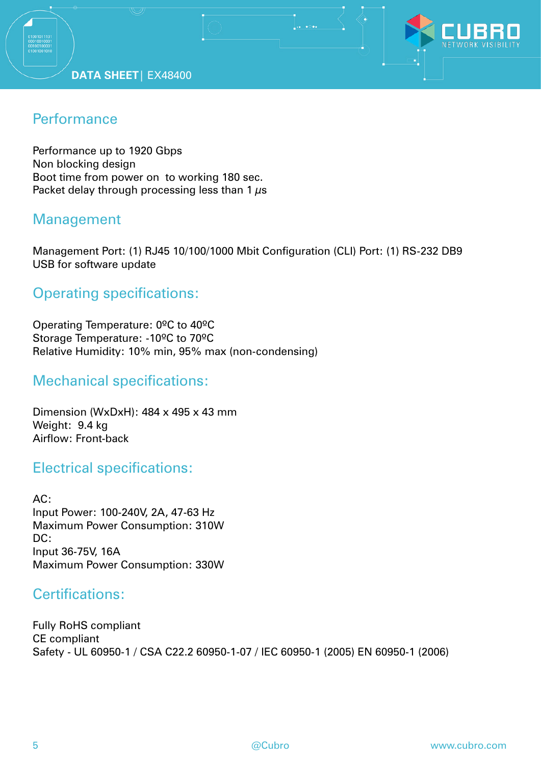## Performance

Performance up to 1920 Gbps
Non blocking design
Boot time from power on  to working 180 sec.
Packet delay through processing less than 1 μs

## Management

Management Port: (1) RJ45 10/100/1000 Mbit Configuration (CLI) Port: (1) RS-232 DB9
USB for software update

## Operating specifications:

Operating Temperature: 0ºC to 40ºC
Storage Temperature: -10ºC to 70ºC
Relative Humidity: 10% min, 95% max (non-condensing)

## Mechanical specifications:

Dimension (WxDxH): 484 x 495 x 43 mm
Weight:  9.4 kg
Airflow: Front-back

## Electrical specifications:

AC:
Input Power: 100-240V, 2A, 47-63 Hz
Maximum Power Consumption: 310W
DC:
Input 36-75V, 16A
Maximum Power Consumption: 330W

## Certifications:

Fully RoHS compliant
CE compliant
Safety - UL 60950-1 / CSA C22.2 60950-1-07 / IEC 60950-1 (2005) EN 60950-1 (2006)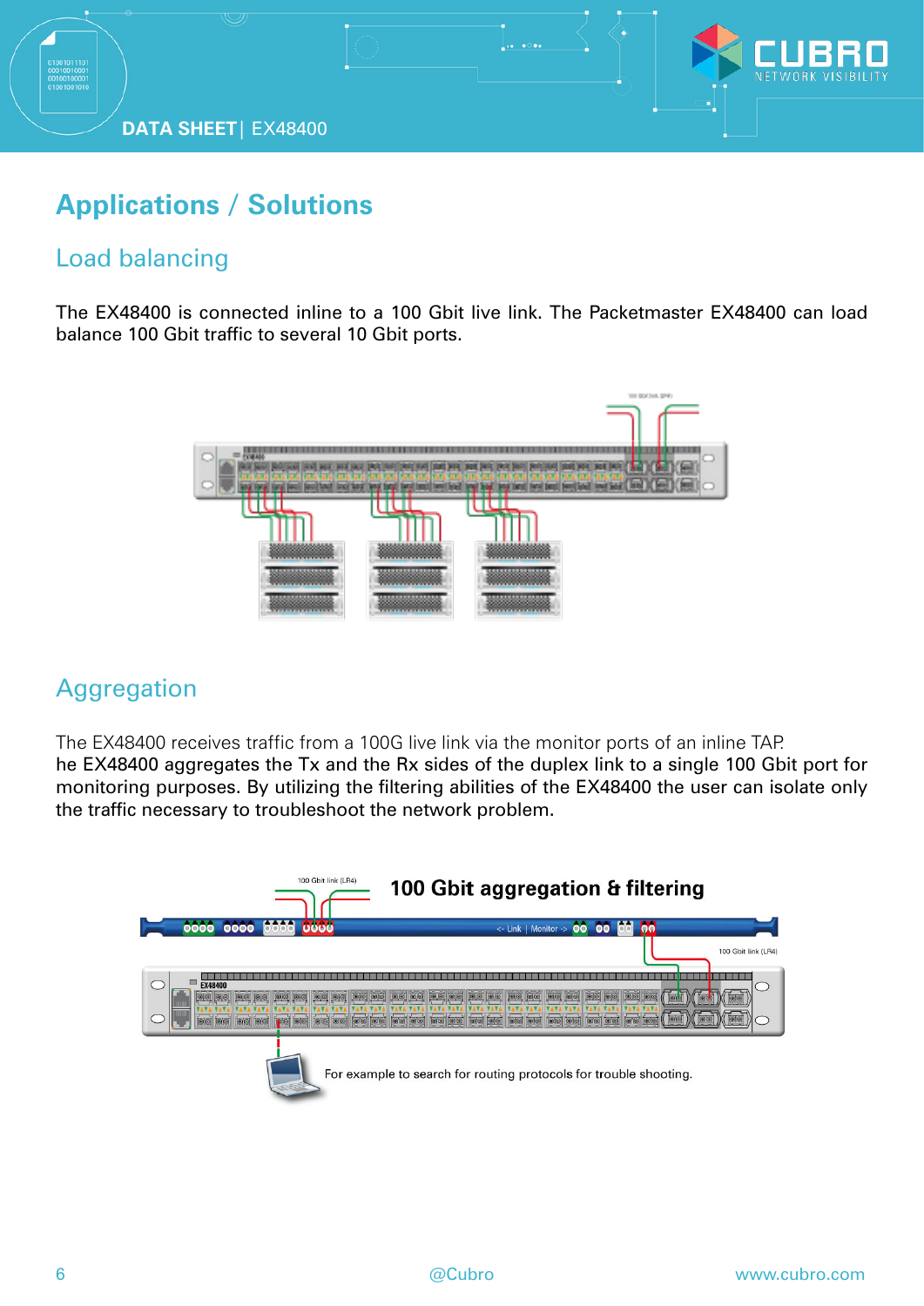# Applications / Solutions

## Load balancing

The EX48400 is connected inline to a 100 Gbit live link. The Packetmaster EX48400 can load balance 100 Gbit traffic to several 10 Gbit ports.

## Aggregation

The EX48400 receives traffic from a 100G live link via the monitor ports of an inline TAP.
he EX48400 aggregates the Tx and the Rx sides of the duplex link to a single 100 Gbit port for monitoring purposes. By utilizing the filtering abilities of the EX48400 the user can isolate only the traffic necessary to troubleshoot the network problem.

**100 Gbit aggregation & filtering**

100 Gbit link (LR4)

100 Gbit link (LR4)

For example to search for routing protocols for trouble shooting.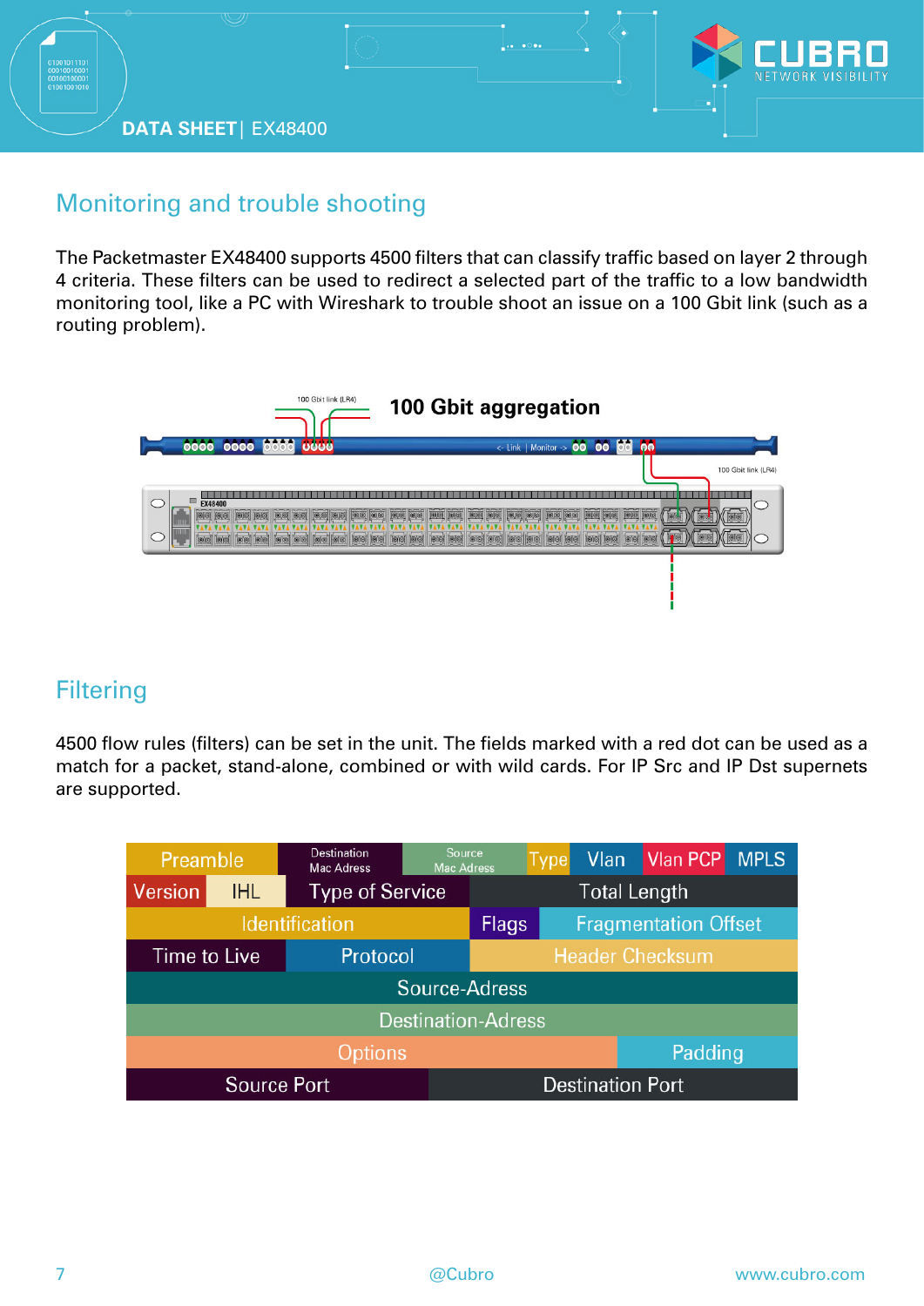## Monitoring and trouble shooting

The Packetmaster EX48400 supports 4500 filters that can classify traffic based on layer 2 through 4 criteria. These filters can be used to redirect a selected part of the traffic to a low bandwidth monitoring tool, like a PC with Wireshark to trouble shoot an issue on a 100 Gbit link (such as a routing problem).

100 Gbit aggregation

## Filtering

4500 flow rules (filters) can be set in the unit. The fields marked with a red dot can be used as a match for a packet, stand-alone, combined or with wild cards. For IP Src and IP Dst supernets are supported.

| Preamble | | Destination Mac Adress | Source Mac Adress | Type | Vlan | Vlan PCP | MPLS |
|---|---|---|---|---|---|---|---|
| Version | IHL | Type of Service | Total Length | | | | |
| Identification | | | Flags | Fragmentation Offset | | | |
| Time to Live | | Protocol | Header Checksum | | | | |
| Source-Adress | | | | | | | |
| Destination-Adress | | | | | | | |
| Options | | | | | Padding | | |
| Source Port | | | Destination Port | | | | |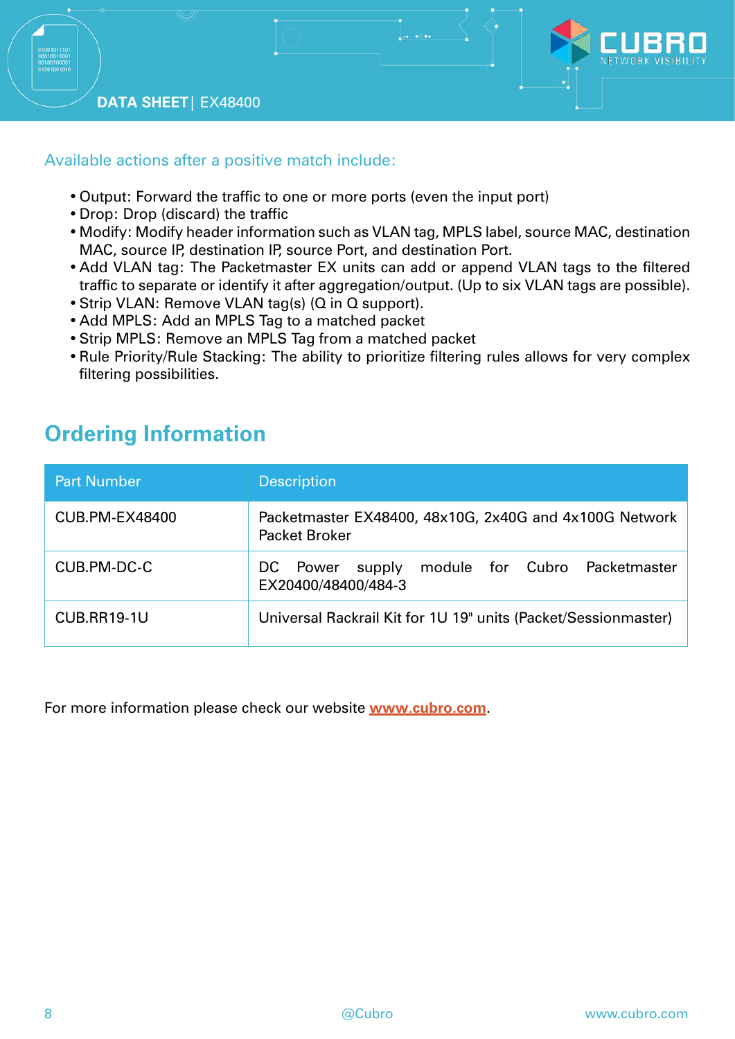Available actions after a positive match include:

- Output: Forward the traffic to one or more ports (even the input port)
- Drop: Drop (discard) the traffic
- Modify: Modify header information such as VLAN tag, MPLS label, source MAC, destination MAC, source IP, destination IP, source Port, and destination Port.
- Add VLAN tag: The Packetmaster EX units can add or append VLAN tags to the filtered traffic to separate or identify it after aggregation/output. (Up to six VLAN tags are possible).
- Strip VLAN: Remove VLAN tag(s) (Q in Q support).
- Add MPLS: Add an MPLS Tag to a matched packet
- Strip MPLS: Remove an MPLS Tag from a matched packet
- Rule Priority/Rule Stacking: The ability to prioritize filtering rules allows for very complex filtering possibilities.

## Ordering Information

| Part Number | Description |
|---|---|
| CUB.PM-EX48400 | Packetmaster EX48400, 48x10G, 2x40G and 4x100G Network Packet Broker |
| CUB.PM-DC-C | DC Power supply module for Cubro Packetmaster EX20400/48400/484-3 |
| CUB.RR19-1U | Universal Rackrail Kit for 1U 19" units (Packet/Sessionmaster) |

For more information please check our website **www.cubro.com**.